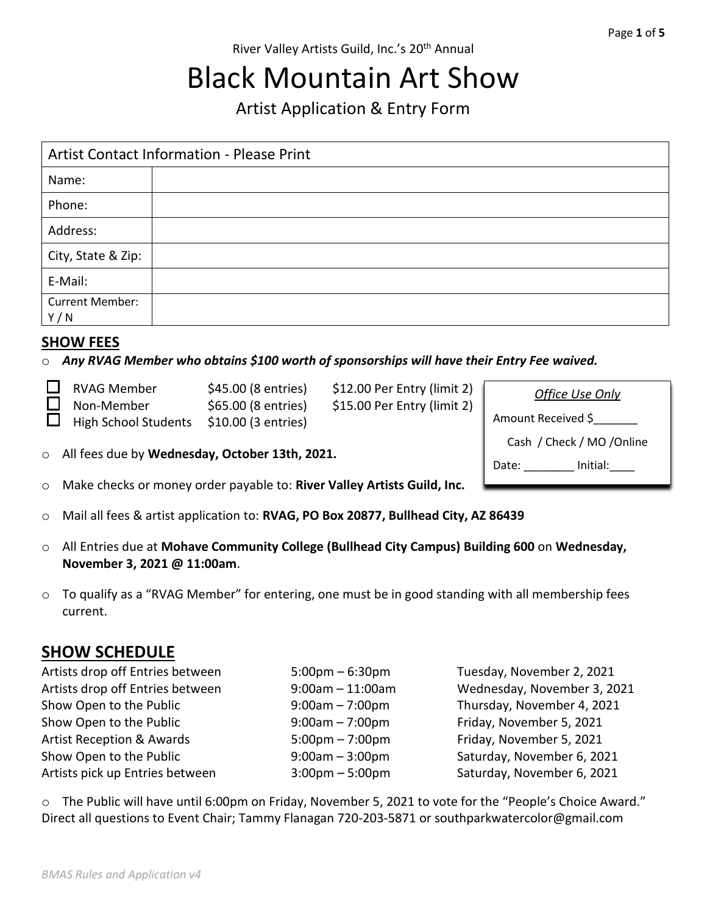River Valley Artists Guild, Inc.'s 20th Annual

# Black Mountain Art Show

## Artist Application & Entry Form

| Artist Contact Information - Please Print | |
|---|---|
| Name: | |
| Phone: | |
| Address: | |
| City, State & Zip: | |
| E-Mail: | |
| Current Member: Y / N | |

## SHOW FEES

- ***Any RVAG Member who obtains $100 worth of sponsorships will have their Entry Fee waived.***

| | | | |
|---|---|---|---|
| ☐ | RVAG Member | $45.00 (8 entries) | $12.00 Per Entry (limit 2) |
| ☐ | Non-Member | $65.00 (8 entries) | $15.00 Per Entry (limit 2) |
| ☐ | High School Students | $10.00 (3 entries) | |

| *Office Use Only* |
|---|
| Amount Received $_______ |
| Cash / Check / MO /Online |
| Date: ________ Initial:____ |

- All fees due by **Wednesday, October 13th, 2021.**
- Make checks or money order payable to: **River Valley Artists Guild, Inc.**
- Mail all fees & artist application to: **RVAG, PO Box 20877, Bullhead City, AZ 86439**
- All Entries due at **Mohave Community College (Bullhead City Campus) Building 600** on **Wednesday, November 3, 2021 @ 11:00am**.
- To qualify as a "RVAG Member" for entering, one must be in good standing with all membership fees current.

## SHOW SCHEDULE

| | | |
|---|---|---|
| Artists drop off Entries between | 5:00pm – 6:30pm | Tuesday, November 2, 2021 |
| Artists drop off Entries between | 9:00am – 11:00am | Wednesday, November 3, 2021 |
| Show Open to the Public | 9:00am – 7:00pm | Thursday, November 4, 2021 |
| Show Open to the Public | 9:00am – 7:00pm | Friday, November 5, 2021 |
| Artist Reception & Awards | 5:00pm – 7:00pm | Friday, November 5, 2021 |
| Show Open to the Public | 9:00am – 3:00pm | Saturday, November 6, 2021 |
| Artists pick up Entries between | 3:00pm – 5:00pm | Saturday, November 6, 2021 |

- The Public will have until 6:00pm on Friday, November 5, 2021 to vote for the "People's Choice Award."

Direct all questions to Event Chair; Tammy Flanagan 720-203-5871 or southparkwatercolor@gmail.com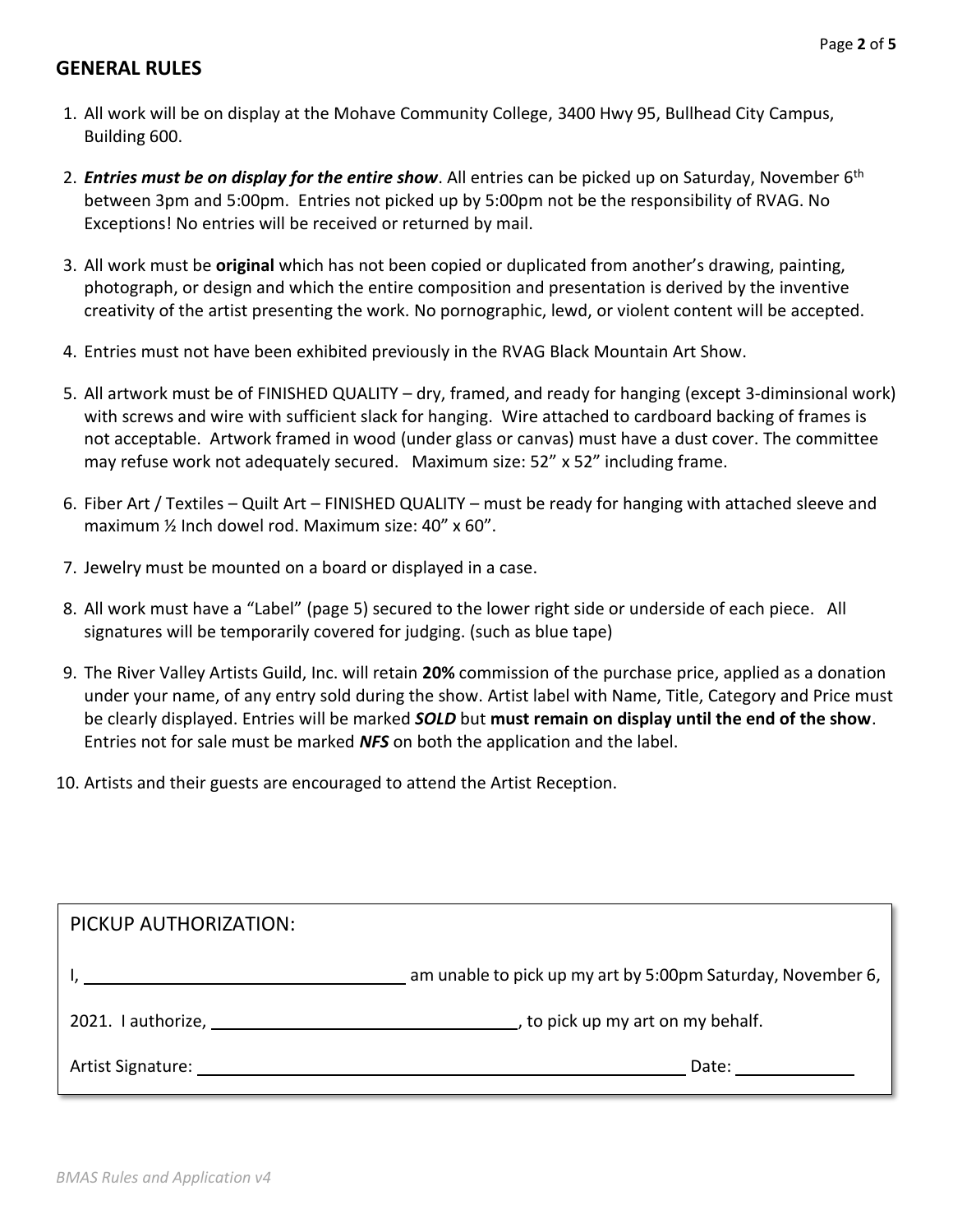## GENERAL RULES

1. All work will be on display at the Mohave Community College, 3400 Hwy 95, Bullhead City Campus, Building 600.
2. ***Entries must be on display for the entire show***. All entries can be picked up on Saturday, November 6th between 3pm and 5:00pm. Entries not picked up by 5:00pm not be the responsibility of RVAG. No Exceptions! No entries will be received or returned by mail.
3. All work must be **original** which has not been copied or duplicated from another's drawing, painting, photograph, or design and which the entire composition and presentation is derived by the inventive creativity of the artist presenting the work. No pornographic, lewd, or violent content will be accepted.
4. Entries must not have been exhibited previously in the RVAG Black Mountain Art Show.
5. All artwork must be of FINISHED QUALITY – dry, framed, and ready for hanging (except 3-diminsional work) with screws and wire with sufficient slack for hanging. Wire attached to cardboard backing of frames is not acceptable. Artwork framed in wood (under glass or canvas) must have a dust cover. The committee may refuse work not adequately secured. Maximum size: 52" x 52" including frame.
6. Fiber Art / Textiles – Quilt Art – FINISHED QUALITY – must be ready for hanging with attached sleeve and maximum ½ Inch dowel rod. Maximum size: 40" x 60".
7. Jewelry must be mounted on a board or displayed in a case.
8. All work must have a "Label" (page 5) secured to the lower right side or underside of each piece. All signatures will be temporarily covered for judging. (such as blue tape)
9. The River Valley Artists Guild, Inc. will retain **20%** commission of the purchase price, applied as a donation under your name, of any entry sold during the show. Artist label with Name, Title, Category and Price must be clearly displayed. Entries will be marked ***SOLD*** but **must remain on display until the end of the show**. Entries not for sale must be marked ***NFS*** on both the application and the label.
10. Artists and their guests are encouraged to attend the Artist Reception.

PICKUP AUTHORIZATION:

I, ______________________________ am unable to pick up my art by 5:00pm Saturday, November 6, 2021. I authorize, ______________________________, to pick up my art on my behalf.

Artist Signature: ______________________________ Date: ____________

*BMAS Rules and Application v4*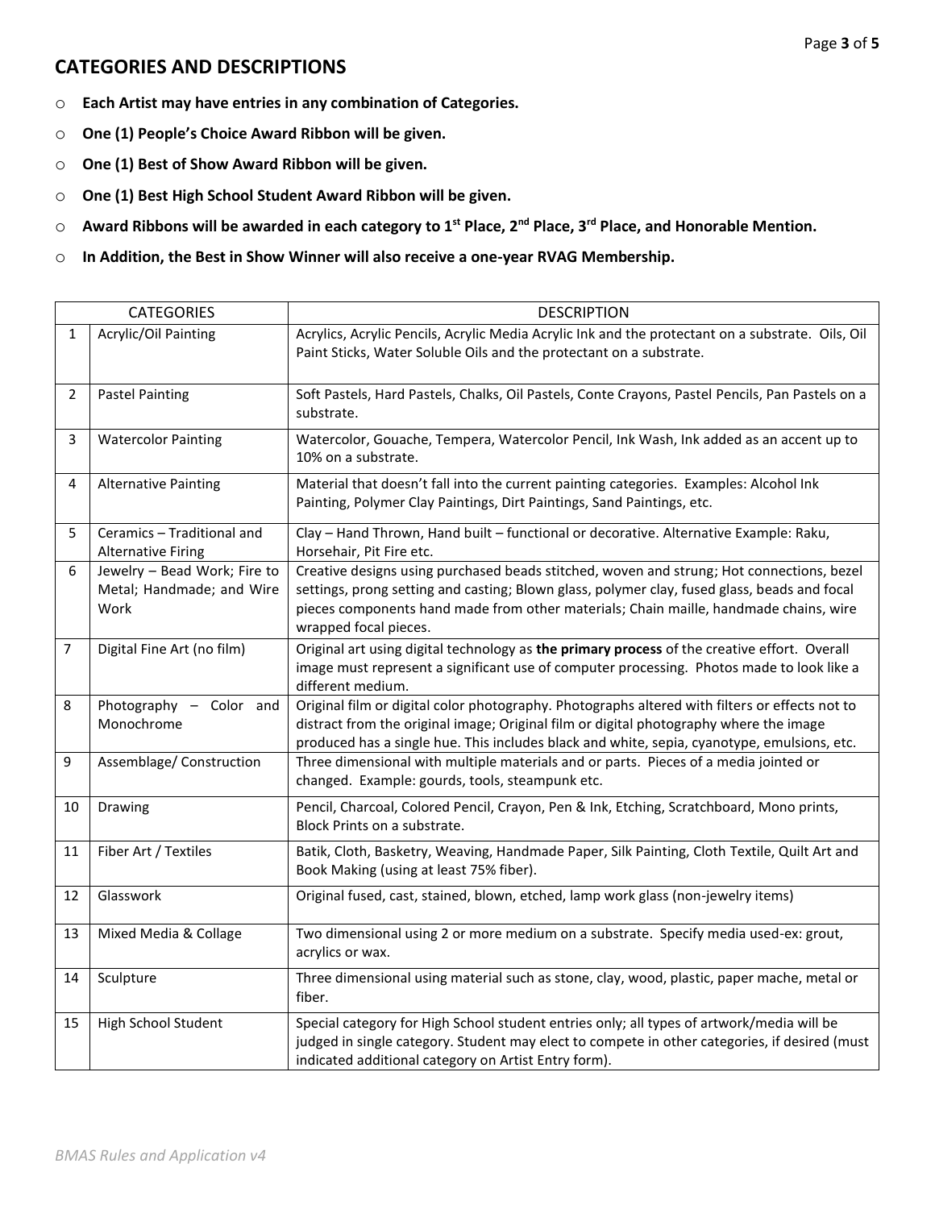## CATEGORIES AND DESCRIPTIONS

- **Each Artist may have entries in any combination of Categories.**
- **One (1) People's Choice Award Ribbon will be given.**
- **One (1) Best of Show Award Ribbon will be given.**
- **One (1) Best High School Student Award Ribbon will be given.**
- **Award Ribbons will be awarded in each category to 1st Place, 2nd Place, 3rd Place, and Honorable Mention.**
- **In Addition, the Best in Show Winner will also receive a one-year RVAG Membership.**

| CATEGORIES | | DESCRIPTION |
|---|---|---|
| 1 | Acrylic/Oil Painting | Acrylics, Acrylic Pencils, Acrylic Media Acrylic Ink and the protectant on a substrate. Oils, Oil Paint Sticks, Water Soluble Oils and the protectant on a substrate. |
| 2 | Pastel Painting | Soft Pastels, Hard Pastels, Chalks, Oil Pastels, Conte Crayons, Pastel Pencils, Pan Pastels on a substrate. |
| 3 | Watercolor Painting | Watercolor, Gouache, Tempera, Watercolor Pencil, Ink Wash, Ink added as an accent up to 10% on a substrate. |
| 4 | Alternative Painting | Material that doesn't fall into the current painting categories. Examples: Alcohol Ink Painting, Polymer Clay Paintings, Dirt Paintings, Sand Paintings, etc. |
| 5 | Ceramics – Traditional and Alternative Firing | Clay – Hand Thrown, Hand built – functional or decorative. Alternative Example: Raku, Horsehair, Pit Fire etc. |
| 6 | Jewelry – Bead Work; Fire to Metal; Handmade; and Wire Work | Creative designs using purchased beads stitched, woven and strung; Hot connections, bezel settings, prong setting and casting; Blown glass, polymer clay, fused glass, beads and focal pieces components hand made from other materials; Chain maille, handmade chains, wire wrapped focal pieces. |
| 7 | Digital Fine Art (no film) | Original art using digital technology as **the primary process** of the creative effort. Overall image must represent a significant use of computer processing. Photos made to look like a different medium. |
| 8 | Photography – Color and Monochrome | Original film or digital color photography. Photographs altered with filters or effects not to distract from the original image; Original film or digital photography where the image produced has a single hue. This includes black and white, sepia, cyanotype, emulsions, etc. |
| 9 | Assemblage/ Construction | Three dimensional with multiple materials and or parts. Pieces of a media jointed or changed. Example: gourds, tools, steampunk etc. |
| 10 | Drawing | Pencil, Charcoal, Colored Pencil, Crayon, Pen & Ink, Etching, Scratchboard, Mono prints, Block Prints on a substrate. |
| 11 | Fiber Art / Textiles | Batik, Cloth, Basketry, Weaving, Handmade Paper, Silk Painting, Cloth Textile, Quilt Art and Book Making (using at least 75% fiber). |
| 12 | Glasswork | Original fused, cast, stained, blown, etched, lamp work glass (non-jewelry items) |
| 13 | Mixed Media & Collage | Two dimensional using 2 or more medium on a substrate. Specify media used-ex: grout, acrylics or wax. |
| 14 | Sculpture | Three dimensional using material such as stone, clay, wood, plastic, paper mache, metal or fiber. |
| 15 | High School Student | Special category for High School student entries only; all types of artwork/media will be judged in single category. Student may elect to compete in other categories, if desired (must indicated additional category on Artist Entry form). |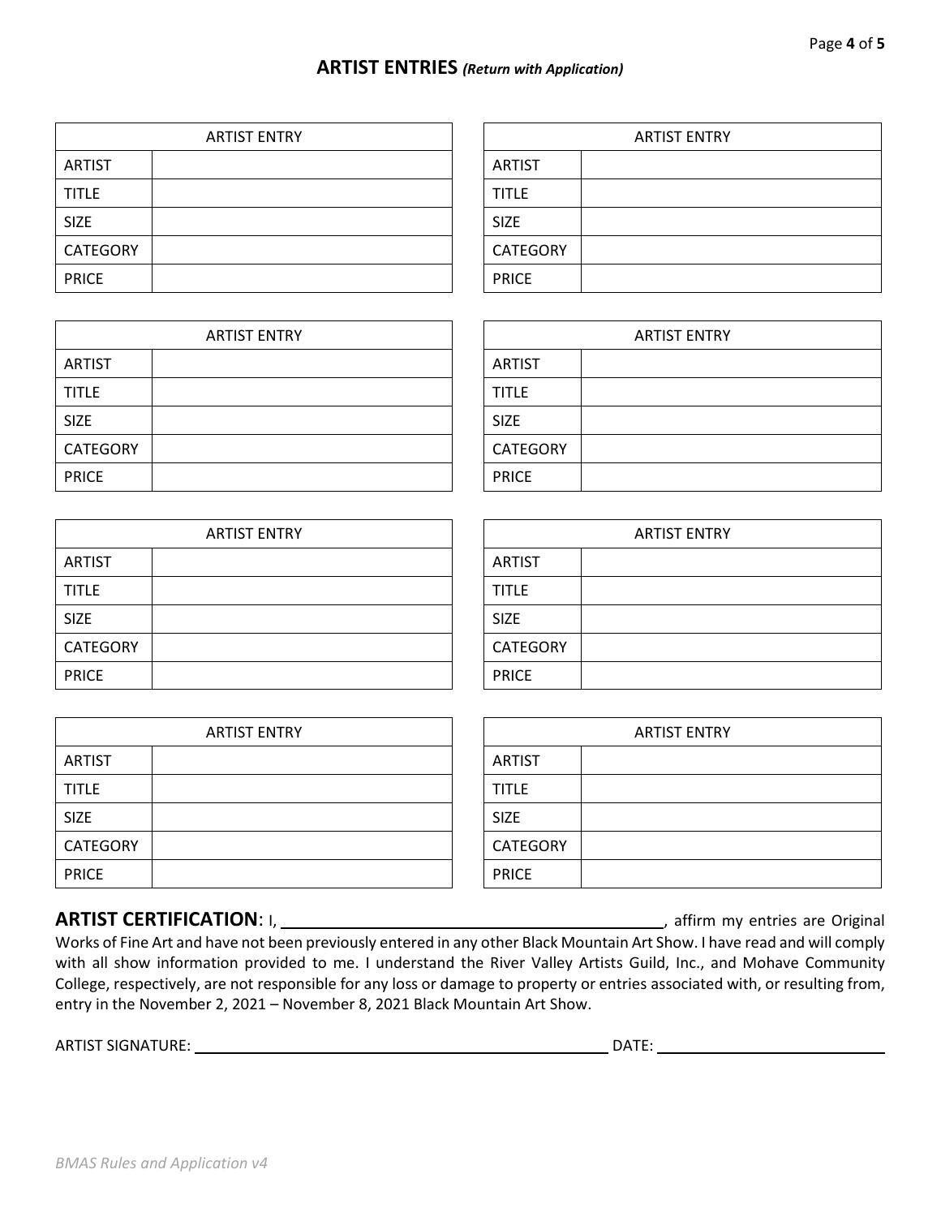## ARTIST ENTRIES *(Return with Application)*

| ARTIST ENTRY | |
|---|---|
| ARTIST | |
| TITLE | |
| SIZE | |
| CATEGORY | |
| PRICE | |

| ARTIST ENTRY | |
|---|---|
| ARTIST | |
| TITLE | |
| SIZE | |
| CATEGORY | |
| PRICE | |

| ARTIST ENTRY | |
|---|---|
| ARTIST | |
| TITLE | |
| SIZE | |
| CATEGORY | |
| PRICE | |

| ARTIST ENTRY | |
|---|---|
| ARTIST | |
| TITLE | |
| SIZE | |
| CATEGORY | |
| PRICE | |

| ARTIST ENTRY | |
|---|---|
| ARTIST | |
| TITLE | |
| SIZE | |
| CATEGORY | |
| PRICE | |

| ARTIST ENTRY | |
|---|---|
| ARTIST | |
| TITLE | |
| SIZE | |
| CATEGORY | |
| PRICE | |

| ARTIST ENTRY | |
|---|---|
| ARTIST | |
| TITLE | |
| SIZE | |
| CATEGORY | |
| PRICE | |

| ARTIST ENTRY | |
|---|---|
| ARTIST | |
| TITLE | |
| SIZE | |
| CATEGORY | |
| PRICE | |

**ARTIST CERTIFICATION**: I, ______________________________, affirm my entries are Original Works of Fine Art and have not been previously entered in any other Black Mountain Art Show. I have read and will comply with all show information provided to me. I understand the River Valley Artists Guild, Inc., and Mohave Community College, respectively, are not responsible for any loss or damage to property or entries associated with, or resulting from, entry in the November 2, 2021 – November 8, 2021 Black Mountain Art Show.

ARTIST SIGNATURE: ______________________________ DATE: ____________________

*BMAS Rules and Application v4*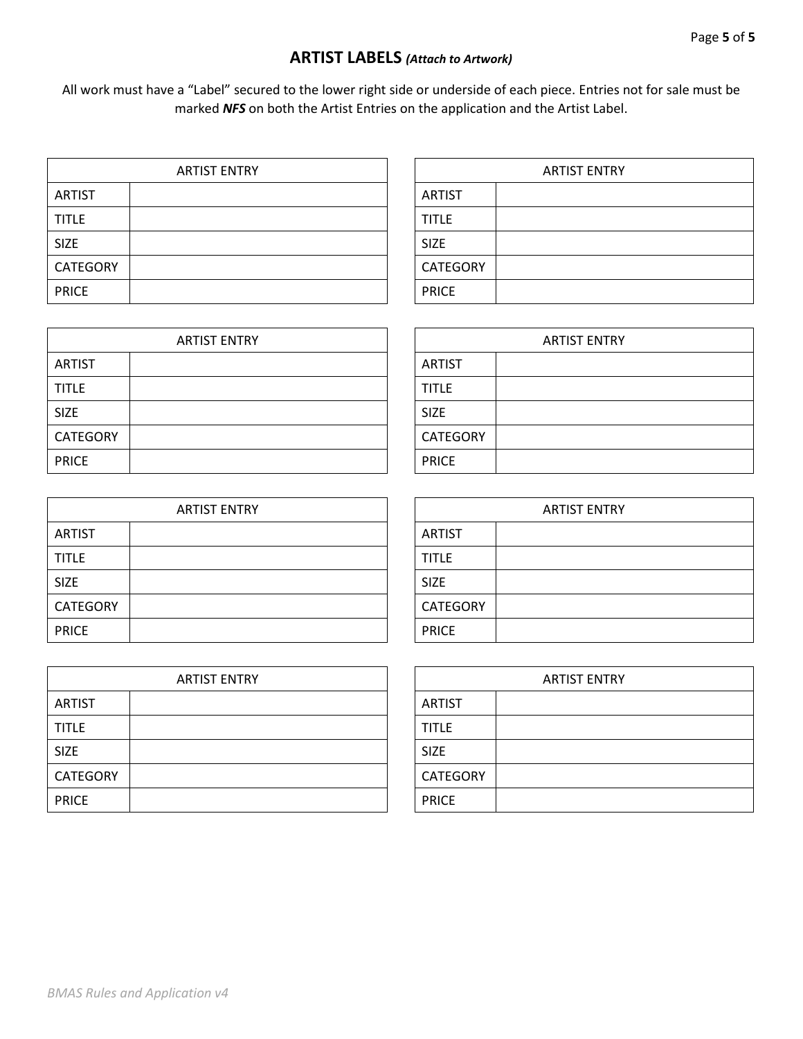## ARTIST LABELS *(Attach to Artwork)*

All work must have a “Label” secured to the lower right side or underside of each piece. Entries not for sale must be marked ***NFS*** on both the Artist Entries on the application and the Artist Label.

| ARTIST ENTRY | |
|---|---|
| ARTIST | |
| TITLE | |
| SIZE | |
| CATEGORY | |
| PRICE | |

| ARTIST ENTRY | |
|---|---|
| ARTIST | |
| TITLE | |
| SIZE | |
| CATEGORY | |
| PRICE | |

| ARTIST ENTRY | |
|---|---|
| ARTIST | |
| TITLE | |
| SIZE | |
| CATEGORY | |
| PRICE | |

| ARTIST ENTRY | |
|---|---|
| ARTIST | |
| TITLE | |
| SIZE | |
| CATEGORY | |
| PRICE | |

| ARTIST ENTRY | |
|---|---|
| ARTIST | |
| TITLE | |
| SIZE | |
| CATEGORY | |
| PRICE | |

| ARTIST ENTRY | |
|---|---|
| ARTIST | |
| TITLE | |
| SIZE | |
| CATEGORY | |
| PRICE | |

| ARTIST ENTRY | |
|---|---|
| ARTIST | |
| TITLE | |
| SIZE | |
| CATEGORY | |
| PRICE | |

| ARTIST ENTRY | |
|---|---|
| ARTIST | |
| TITLE | |
| SIZE | |
| CATEGORY | |
| PRICE | |